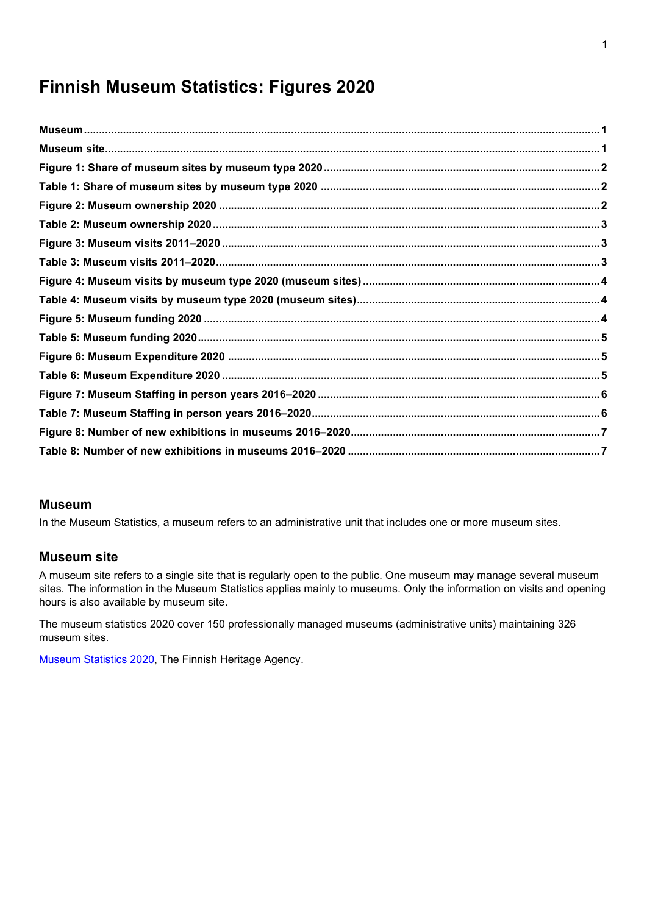# Finnish Museum Statistics: Figures 2020

**Museum** ..... 1
**Museum site** ..... 1
**Figure 1: Share of museum sites by museum type 2020** ..... 2
**Table 1: Share of museum sites by museum type 2020** ..... 2
**Figure 2: Museum ownership 2020** ..... 2
**Table 2: Museum ownership 2020** ..... 3
**Figure 3: Museum visits 2011–2020** ..... 3
**Table 3: Museum visits 2011–2020** ..... 3
**Figure 4: Museum visits by museum type 2020 (museum sites)** ..... 4
**Table 4: Museum visits by museum type 2020 (museum sites)** ..... 4
**Figure 5: Museum funding 2020** ..... 4
**Table 5: Museum funding 2020** ..... 5
**Figure 6: Museum Expenditure 2020** ..... 5
**Table 6: Museum Expenditure 2020** ..... 5
**Figure 7: Museum Staffing in person years 2016–2020** ..... 6
**Table 7: Museum Staffing in person years 2016–2020** ..... 6
**Figure 8: Number of new exhibitions in museums 2016–2020** ..... 7
**Table 8: Number of new exhibitions in museums 2016–2020** ..... 7

## Museum

In the Museum Statistics, a museum refers to an administrative unit that includes one or more museum sites.

## Museum site

A museum site refers to a single site that is regularly open to the public. One museum may manage several museum sites. The information in the Museum Statistics applies mainly to museums. Only the information on visits and opening hours is also available by museum site.

The museum statistics 2020 cover 150 professionally managed museums (administrative units) maintaining 326 museum sites.

Museum Statistics 2020, The Finnish Heritage Agency.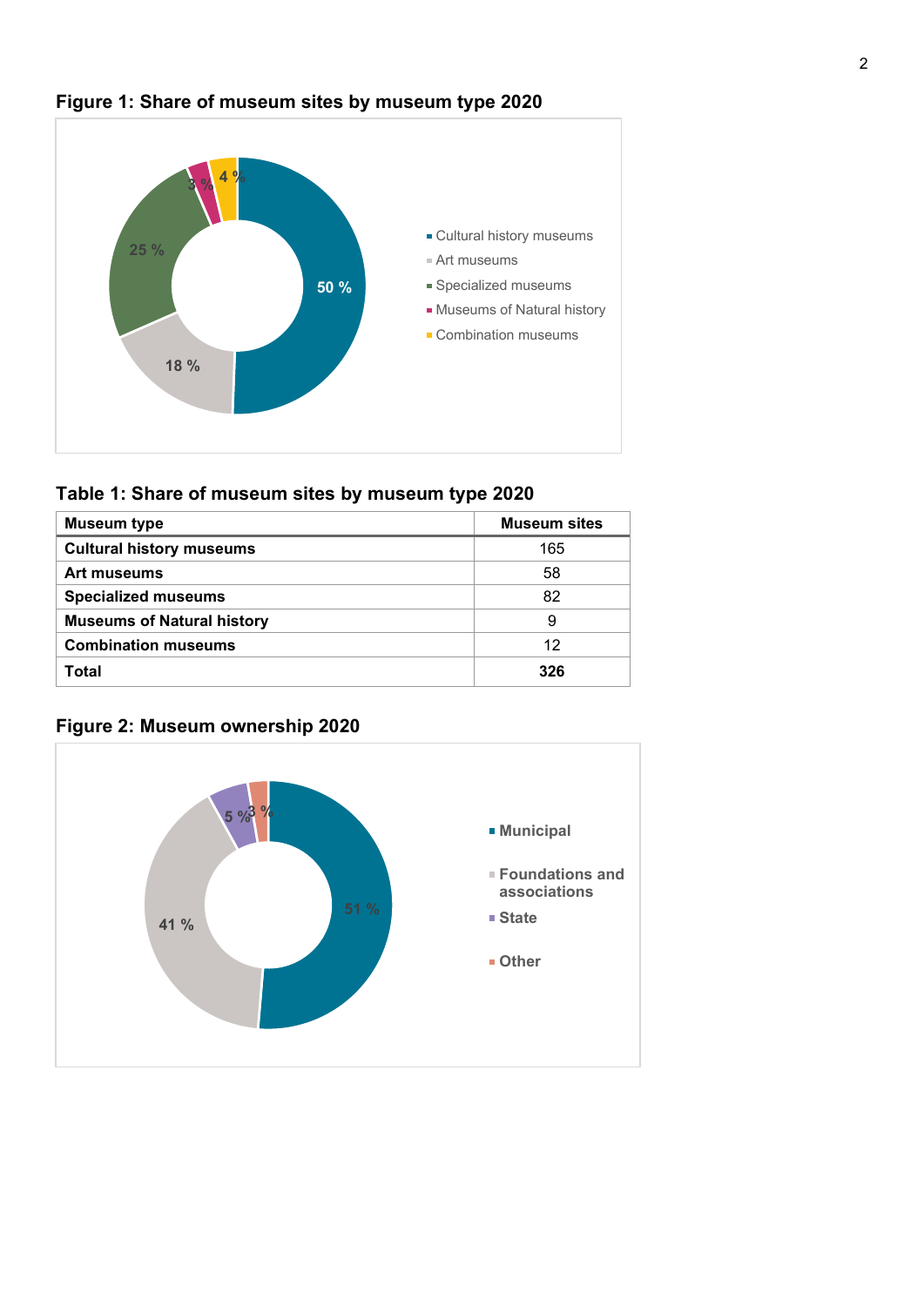## Figure 1: Share of museum sites by museum type 2020

- Cultural history museums: 50 %
- Art museums: 18 %
- Specialized museums: 25 %
- Museums of Natural history: 3 %
- Combination museums: 4 %

## Table 1: Share of museum sites by museum type 2020

| Museum type | Museum sites |
|---|---|
| **Cultural history museums** | 165 |
| **Art museums** | 58 |
| **Specialized museums** | 82 |
| **Museums of Natural history** | 9 |
| **Combination museums** | 12 |
| **Total** | **326** |

## Figure 2: Museum ownership 2020

- Municipal: 51 %
- Foundations and associations: 41 %
- State: 5 %
- Other: 3 %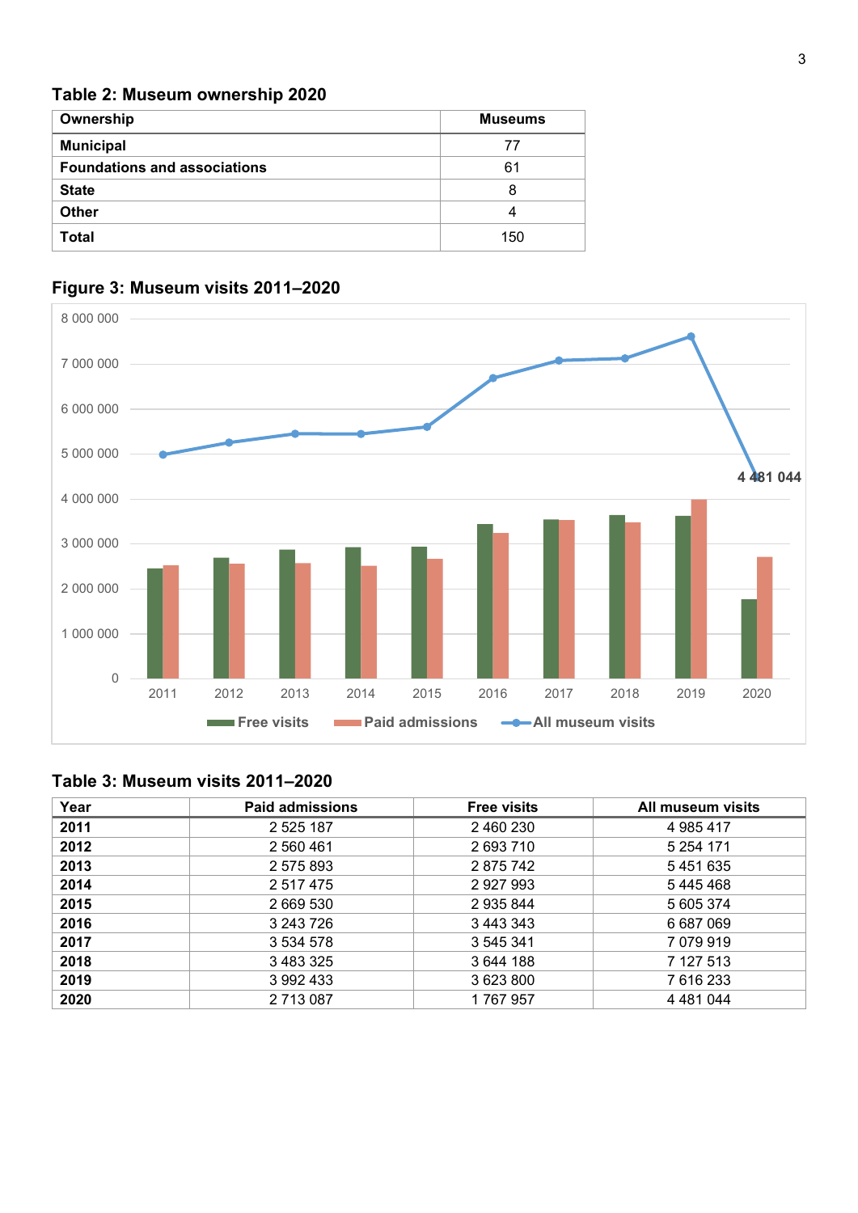### Table 2: Museum ownership 2020

| Ownership | Museums |
|---|---|
| **Municipal** | 77 |
| **Foundations and associations** | 61 |
| **State** | 8 |
| **Other** | 4 |
| **Total** | 150 |

### Figure 3: Museum visits 2011–2020

### Table 3: Museum visits 2011–2020

| Year | Paid admissions | Free visits | All museum visits |
|---|---|---|---|
| **2011** | 2 525 187 | 2 460 230 | 4 985 417 |
| **2012** | 2 560 461 | 2 693 710 | 5 254 171 |
| **2013** | 2 575 893 | 2 875 742 | 5 451 635 |
| **2014** | 2 517 475 | 2 927 993 | 5 445 468 |
| **2015** | 2 669 530 | 2 935 844 | 5 605 374 |
| **2016** | 3 243 726 | 3 443 343 | 6 687 069 |
| **2017** | 3 534 578 | 3 545 341 | 7 079 919 |
| **2018** | 3 483 325 | 3 644 188 | 7 127 513 |
| **2019** | 3 992 433 | 3 623 800 | 7 616 233 |
| **2020** | 2 713 087 | 1 767 957 | 4 481 044 |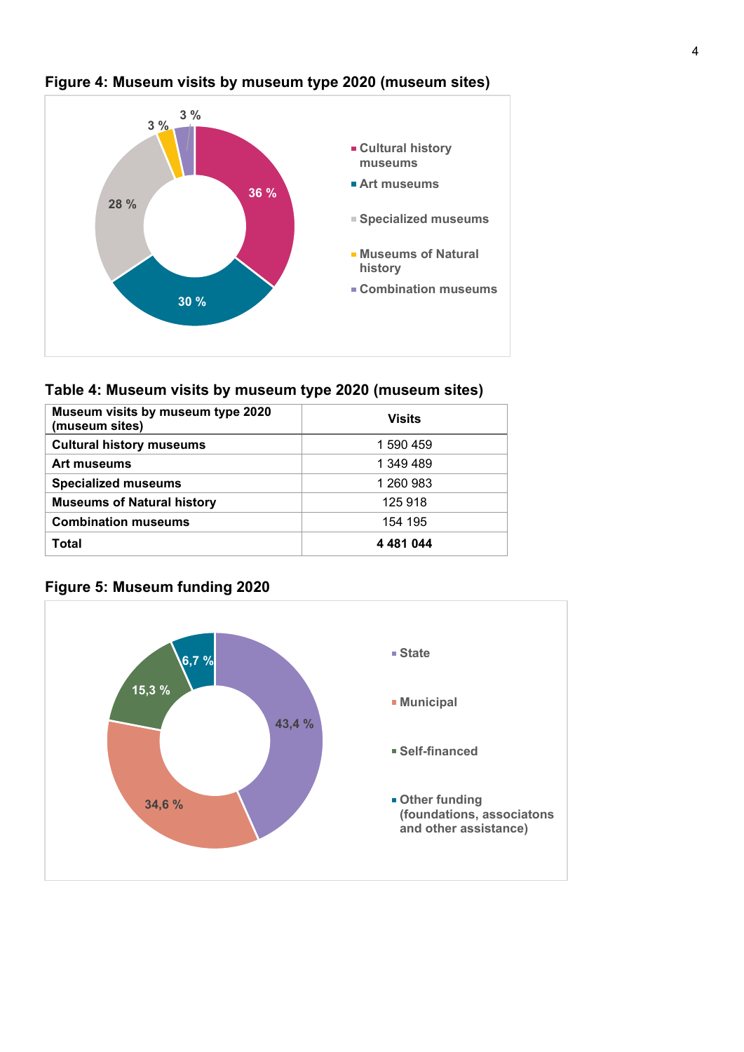## Figure 4: Museum visits by museum type 2020 (museum sites)

- Cultural history museums: 36 %
- Art museums: 30 %
- Specialized museums: 28 %
- Museums of Natural history: 3 %
- Combination museums: 3 %

## Table 4: Museum visits by museum type 2020 (museum sites)

| Museum visits by museum type 2020 (museum sites) | Visits |
|---|---|
| **Cultural history museums** | 1 590 459 |
| **Art museums** | 1 349 489 |
| **Specialized museums** | 1 260 983 |
| **Museums of Natural history** | 125 918 |
| **Combination museums** | 154 195 |
| **Total** | **4 481 044** |

## Figure 5: Museum funding 2020

- State: 43,4 %
- Municipal: 34,6 %
- Self-financed: 15,3 %
- Other funding (foundations, associatons and other assistance): 6,7 %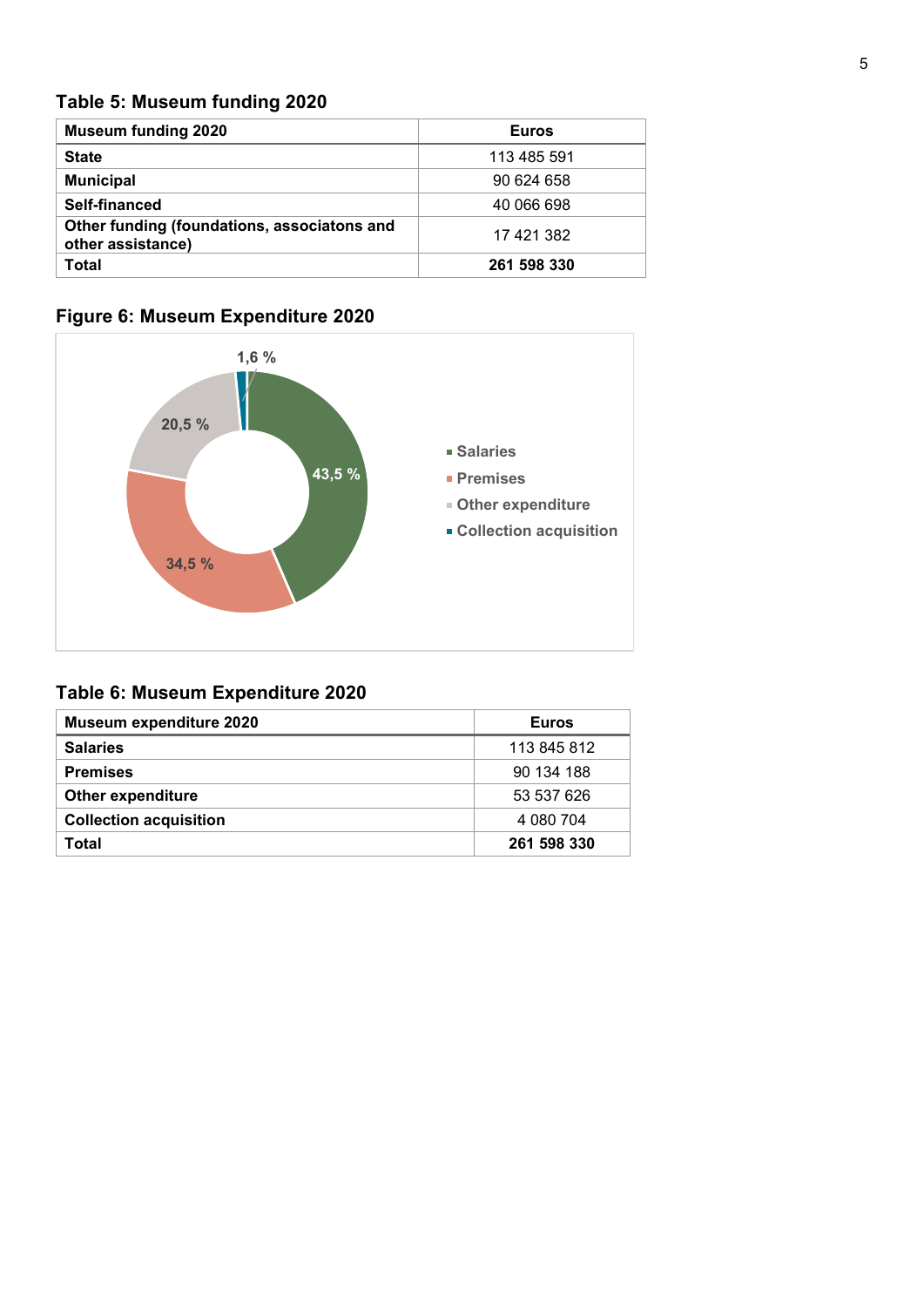### Table 5: Museum funding 2020

| Museum funding 2020 | Euros |
|---|---|
| **State** | 113 485 591 |
| **Municipal** | 90 624 658 |
| **Self-financed** | 40 066 698 |
| **Other funding (foundations, associatons and other assistance)** | 17 421 382 |
| **Total** | **261 598 330** |

### Figure 6: Museum Expenditure 2020

43,5 %
34,5 %
20,5 %
1,6 %

- Salaries
- Premises
- Other expenditure
- Collection acquisition

### Table 6: Museum Expenditure 2020

| Museum expenditure 2020 | Euros |
|---|---|
| **Salaries** | 113 845 812 |
| **Premises** | 90 134 188 |
| **Other expenditure** | 53 537 626 |
| **Collection acquisition** | 4 080 704 |
| **Total** | **261 598 330** |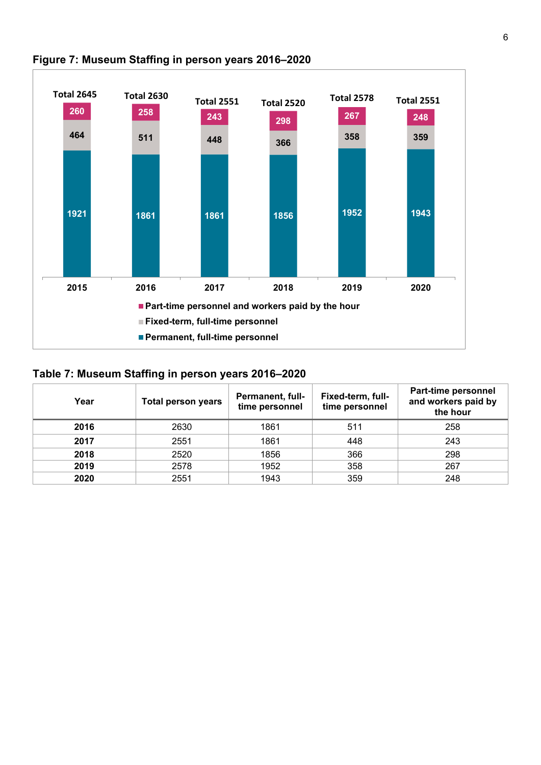**Figure 7: Museum Staffing in person years 2016–2020**

| Year | Total | Permanent, full-time personnel | Fixed-term, full-time personnel | Part-time personnel and workers paid by the hour |
|---|---|---|---|---|
| 2015 | 2645 | 1921 | 464 | 260 |
| 2016 | 2630 | 1861 | 511 | 258 |
| 2017 | 2551 | 1861 | 448 | 243 |
| 2018 | 2520 | 1856 | 366 | 298 |
| 2019 | 2578 | 1952 | 358 | 267 |
| 2020 | 2551 | 1943 | 359 | 248 |

**Table 7: Museum Staffing in person years 2016–2020**

| Year | Total person years | Permanent, full-time personnel | Fixed-term, full-time personnel | Part-time personnel and workers paid by the hour |
|---|---|---|---|---|
| **2016** | 2630 | 1861 | 511 | 258 |
| **2017** | 2551 | 1861 | 448 | 243 |
| **2018** | 2520 | 1856 | 366 | 298 |
| **2019** | 2578 | 1952 | 358 | 267 |
| **2020** | 2551 | 1943 | 359 | 248 |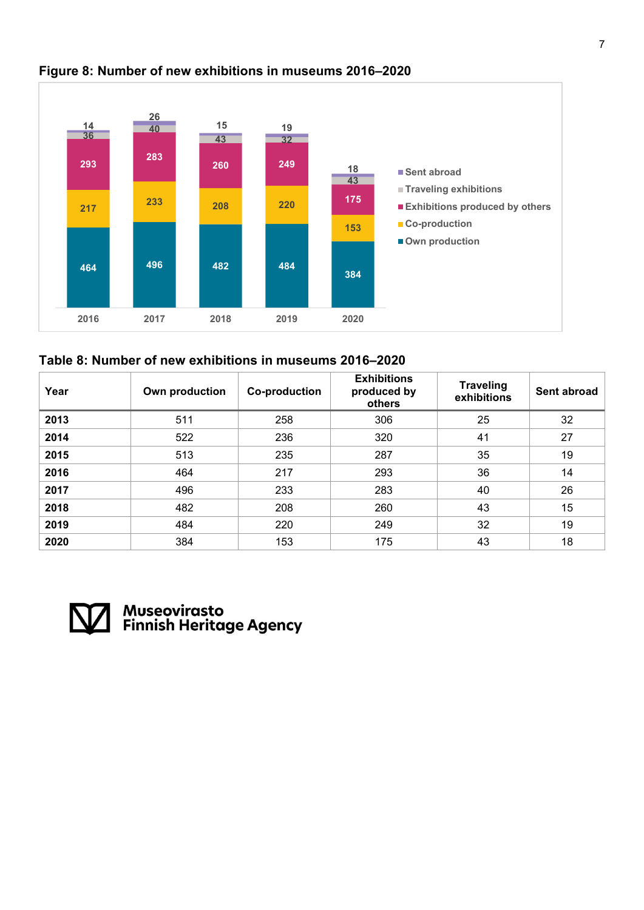## Figure 8: Number of new exhibitions in museums 2016–2020

14
36
293
217
464
2016

26
40
283
233
496
2017

15
43
260
208
482
2018

19
32
249
220
484
2019

18
43
175
153
384
2020

Sent abroad
Traveling exhibitions
Exhibitions produced by others
Co-production
Own production

## Table 8: Number of new exhibitions in museums 2016–2020

| Year | Own production | Co-production | Exhibitions produced by others | Traveling exhibitions | Sent abroad |
|---|---|---|---|---|---|
| **2013** | 511 | 258 | 306 | 25 | 32 |
| **2014** | 522 | 236 | 320 | 41 | 27 |
| **2015** | 513 | 235 | 287 | 35 | 19 |
| **2016** | 464 | 217 | 293 | 36 | 14 |
| **2017** | 496 | 233 | 283 | 40 | 26 |
| **2018** | 482 | 208 | 260 | 43 | 15 |
| **2019** | 484 | 220 | 249 | 32 | 19 |
| **2020** | 384 | 153 | 175 | 43 | 18 |

Museovirasto
Finnish Heritage Agency